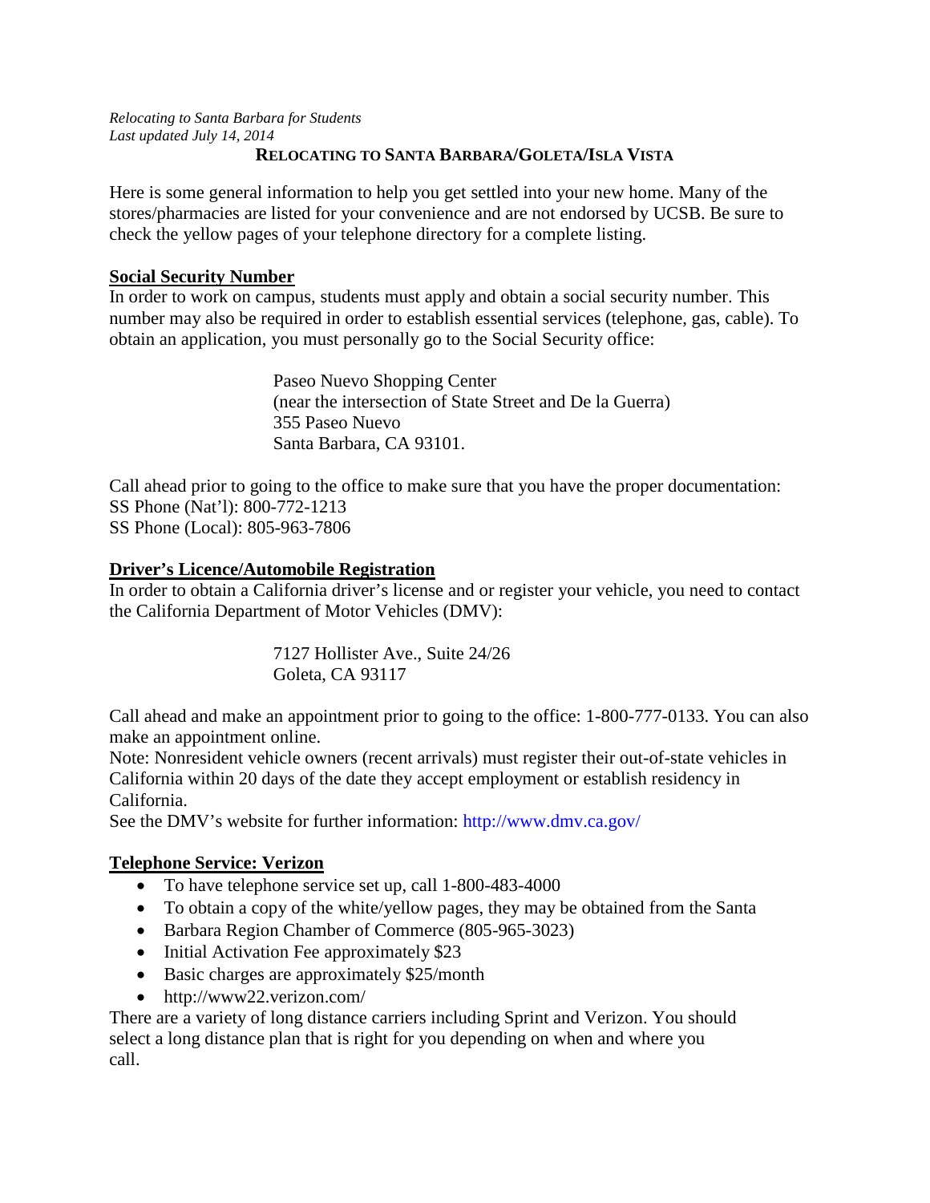*Relocating to Santa Barbara for Students*
*Last updated July 14, 2014*

# RELOCATING TO SANTA BARBARA/GOLETA/ISLA VISTA

Here is some general information to help you get settled into your new home. Many of the stores/pharmacies are listed for your convenience and are not endorsed by UCSB. Be sure to check the yellow pages of your telephone directory for a complete listing.

## Social Security Number

In order to work on campus, students must apply and obtain a social security number. This number may also be required in order to establish essential services (telephone, gas, cable). To obtain an application, you must personally go to the Social Security office:

> Paseo Nuevo Shopping Center
> (near the intersection of State Street and De la Guerra)
> 355 Paseo Nuevo
> Santa Barbara, CA 93101.

Call ahead prior to going to the office to make sure that you have the proper documentation:
SS Phone (Nat'l): 800-772-1213
SS Phone (Local): 805-963-7806

## Driver's Licence/Automobile Registration

In order to obtain a California driver's license and or register your vehicle, you need to contact the California Department of Motor Vehicles (DMV):

> 7127 Hollister Ave., Suite 24/26
> Goleta, CA 93117

Call ahead and make an appointment prior to going to the office: 1-800-777-0133. You can also make an appointment online.
Note: Nonresident vehicle owners (recent arrivals) must register their out-of-state vehicles in California within 20 days of the date they accept employment or establish residency in California.
See the DMV's website for further information: http://www.dmv.ca.gov/

## Telephone Service: Verizon

- To have telephone service set up, call 1-800-483-4000
- To obtain a copy of the white/yellow pages, they may be obtained from the Santa
- Barbara Region Chamber of Commerce (805-965-3023)
- Initial Activation Fee approximately $23
- Basic charges are approximately $25/month
- http://www22.verizon.com/

There are a variety of long distance carriers including Sprint and Verizon. You should select a long distance plan that is right for you depending on when and where you call.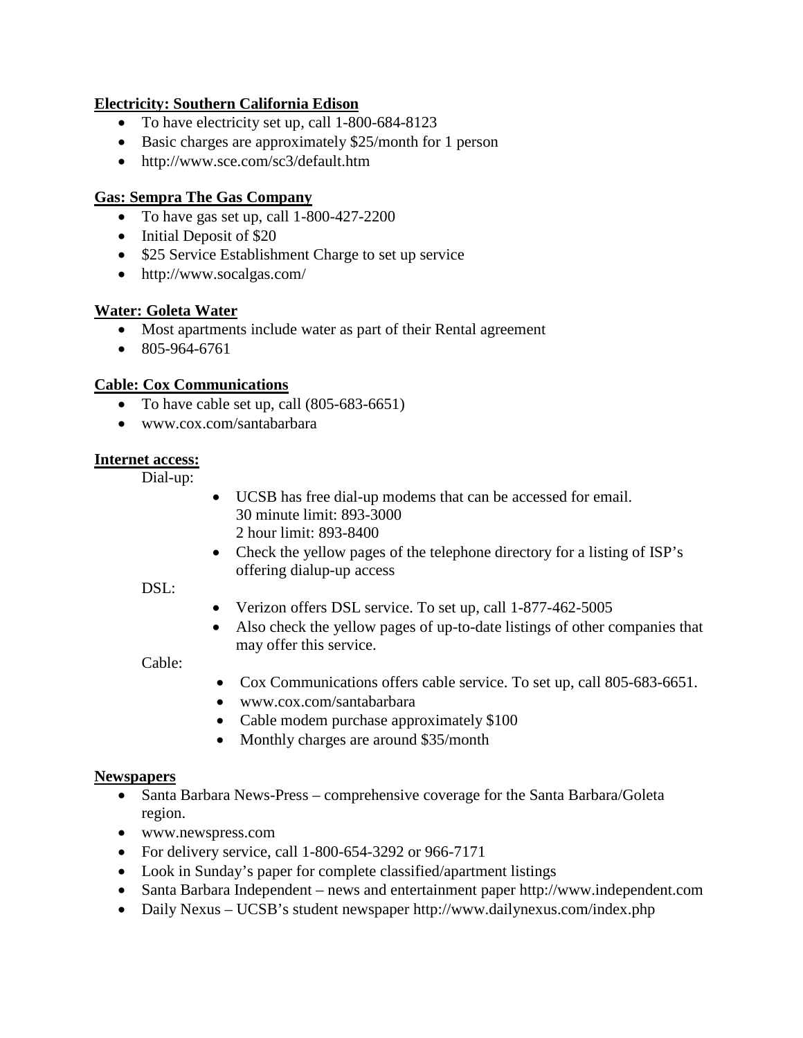**Electricity: Southern California Edison**

- To have electricity set up, call 1-800-684-8123
- Basic charges are approximately $25/month for 1 person
- http://www.sce.com/sc3/default.htm

**Gas: Sempra The Gas Company**

- To have gas set up, call 1-800-427-2200
- Initial Deposit of $20
- $25 Service Establishment Charge to set up service
- http://www.socalgas.com/

**Water: Goleta Water**

- Most apartments include water as part of their Rental agreement
- 805-964-6761

**Cable: Cox Communications**

- To have cable set up, call (805-683-6651)
- www.cox.com/santabarbara

**Internet access:**

Dial-up:

- UCSB has free dial-up modems that can be accessed for email.
  30 minute limit: 893-3000
  2 hour limit: 893-8400
- Check the yellow pages of the telephone directory for a listing of ISP's offering dialup-up access

DSL:

- Verizon offers DSL service. To set up, call 1-877-462-5005
- Also check the yellow pages of up-to-date listings of other companies that may offer this service.

Cable:

- Cox Communications offers cable service. To set up, call 805-683-6651.
- www.cox.com/santabarbara
- Cable modem purchase approximately $100
- Monthly charges are around $35/month

**Newspapers**

- Santa Barbara News-Press – comprehensive coverage for the Santa Barbara/Goleta region.
- www.newspress.com
- For delivery service, call 1-800-654-3292 or 966-7171
- Look in Sunday's paper for complete classified/apartment listings
- Santa Barbara Independent – news and entertainment paper http://www.independent.com
- Daily Nexus – UCSB's student newspaper http://www.dailynexus.com/index.php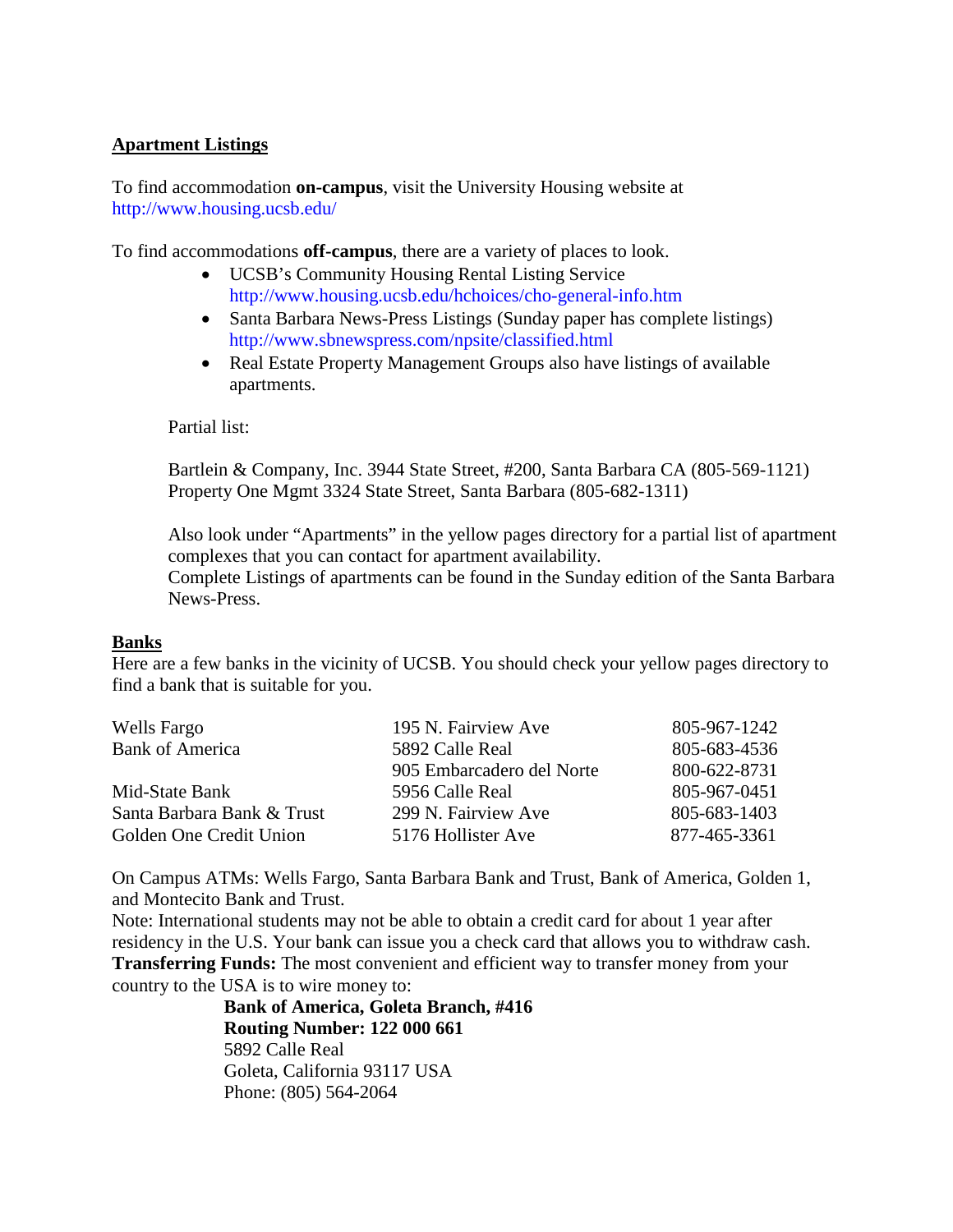## Apartment Listings

To find accommodation **on-campus**, visit the University Housing website at http://www.housing.ucsb.edu/

To find accommodations **off-campus**, there are a variety of places to look.

- UCSB's Community Housing Rental Listing Service http://www.housing.ucsb.edu/hchoices/cho-general-info.htm
- Santa Barbara News-Press Listings (Sunday paper has complete listings) http://www.sbnewspress.com/npsite/classified.html
- Real Estate Property Management Groups also have listings of available apartments.

Partial list:

Bartlein & Company, Inc. 3944 State Street, #200, Santa Barbara CA (805-569-1121)
Property One Mgmt 3324 State Street, Santa Barbara (805-682-1311)

Also look under "Apartments" in the yellow pages directory for a partial list of apartment complexes that you can contact for apartment availability.
Complete Listings of apartments can be found in the Sunday edition of the Santa Barbara News-Press.

## Banks

Here are a few banks in the vicinity of UCSB. You should check your yellow pages directory to find a bank that is suitable for you.

| Bank | Address | Phone |
|---|---|---|
| Wells Fargo | 195 N. Fairview Ave | 805-967-1242 |
| Bank of America | 5892 Calle Real | 805-683-4536 |
| | 905 Embarcadero del Norte | 800-622-8731 |
| Mid-State Bank | 5956 Calle Real | 805-967-0451 |
| Santa Barbara Bank & Trust | 299 N. Fairview Ave | 805-683-1403 |
| Golden One Credit Union | 5176 Hollister Ave | 877-465-3361 |

On Campus ATMs: Wells Fargo, Santa Barbara Bank and Trust, Bank of America, Golden 1, and Montecito Bank and Trust.
Note: International students may not be able to obtain a credit card for about 1 year after residency in the U.S. Your bank can issue you a check card that allows you to withdraw cash.
**Transferring Funds:** The most convenient and efficient way to transfer money from your country to the USA is to wire money to:

**Bank of America, Goleta Branch, #416**
**Routing Number: 122 000 661**
5892 Calle Real
Goleta, California 93117 USA
Phone: (805) 564-2064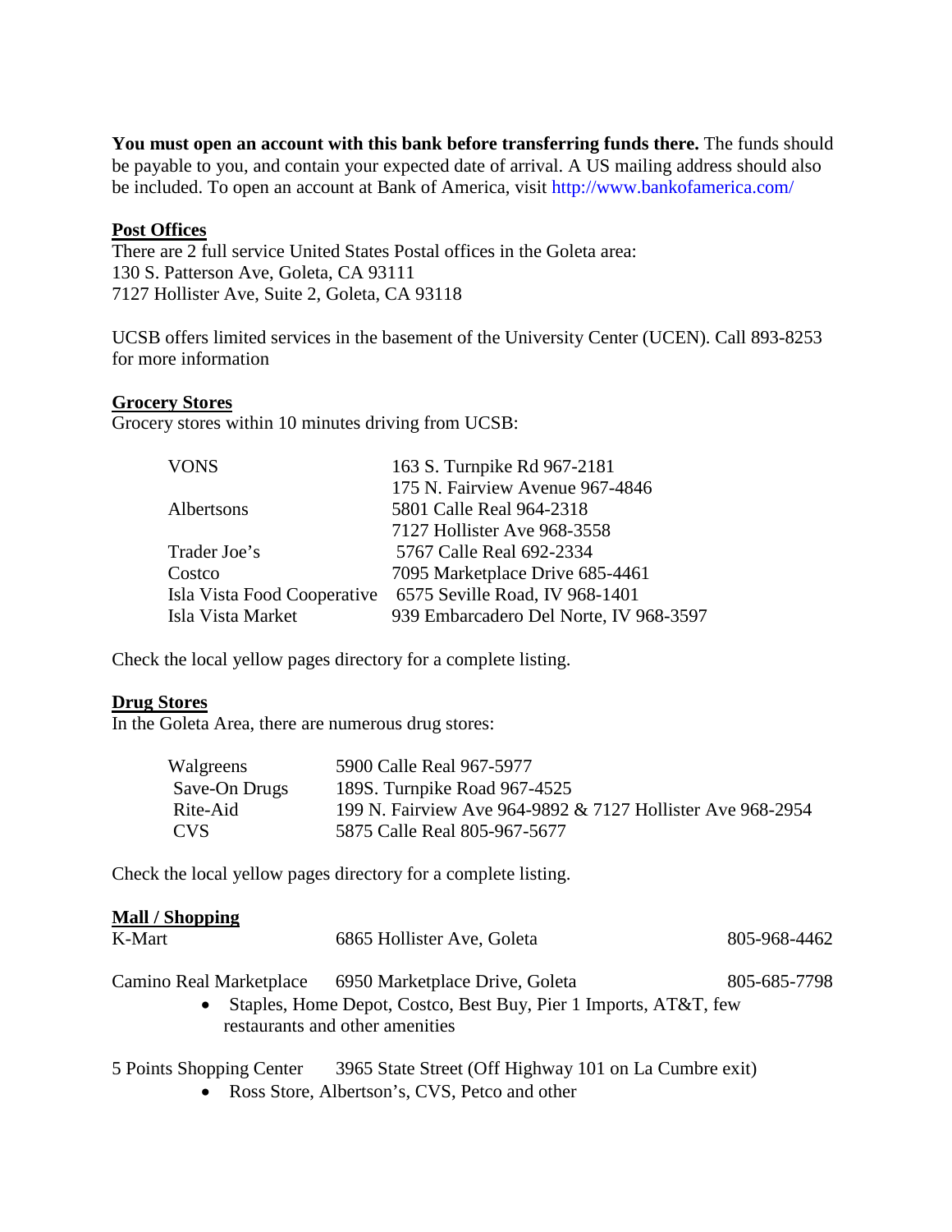**You must open an account with this bank before transferring funds there.** The funds should be payable to you, and contain your expected date of arrival. A US mailing address should also be included. To open an account at Bank of America, visit http://www.bankofamerica.com/

**Post Offices**

There are 2 full service United States Postal offices in the Goleta area:
130 S. Patterson Ave, Goleta, CA 93111
7127 Hollister Ave, Suite 2, Goleta, CA 93118

UCSB offers limited services in the basement of the University Center (UCEN). Call 893-8253 for more information

**Grocery Stores**

Grocery stores within 10 minutes driving from UCSB:

| | |
|---|---|
| VONS | 163 S. Turnpike Rd 967-2181 |
| | 175 N. Fairview Avenue 967-4846 |
| Albertsons | 5801 Calle Real 964-2318 |
| | 7127 Hollister Ave 968-3558 |
| Trader Joe's | 5767 Calle Real 692-2334 |
| Costco | 7095 Marketplace Drive 685-4461 |
| Isla Vista Food Cooperative | 6575 Seville Road, IV 968-1401 |
| Isla Vista Market | 939 Embarcadero Del Norte, IV 968-3597 |

Check the local yellow pages directory for a complete listing.

**Drug Stores**

In the Goleta Area, there are numerous drug stores:

| | |
|---|---|
| Walgreens | 5900 Calle Real 967-5977 |
| Save-On Drugs | 189S. Turnpike Road 967-4525 |
| Rite-Aid | 199 N. Fairview Ave 964-9892 & 7127 Hollister Ave 968-2954 |
| CVS | 5875 Calle Real 805-967-5677 |

Check the local yellow pages directory for a complete listing.

**Mall / Shopping**

K-Mart — 6865 Hollister Ave, Goleta — 805-968-4462

Camino Real Marketplace — 6950 Marketplace Drive, Goleta — 805-685-7798

- Staples, Home Depot, Costco, Best Buy, Pier 1 Imports, AT&T, few restaurants and other amenities

5 Points Shopping Center — 3965 State Street (Off Highway 101 on La Cumbre exit)

- Ross Store, Albertson's, CVS, Petco and other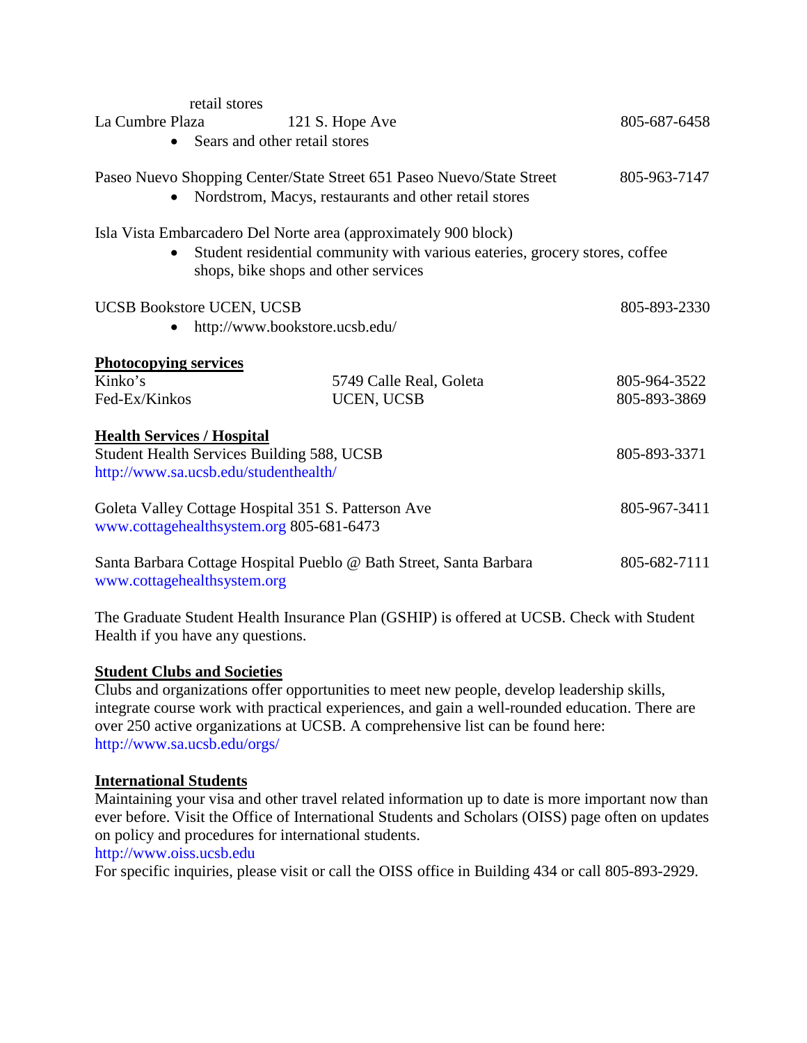retail stores

La Cumbre Plaza 121 S. Hope Ave 805-687-6458

- Sears and other retail stores

Paseo Nuevo Shopping Center/State Street 651 Paseo Nuevo/State Street 805-963-7147

- Nordstrom, Macys, restaurants and other retail stores

Isla Vista Embarcadero Del Norte area (approximately 900 block)

- Student residential community with various eateries, grocery stores, coffee shops, bike shops and other services

UCSB Bookstore UCEN, UCSB 805-893-2330

- http://www.bookstore.ucsb.edu/

**Photocopying services**

| | | |
|---|---|---|
| Kinko's | 5749 Calle Real, Goleta | 805-964-3522 |
| Fed-Ex/Kinkos | UCEN, UCSB | 805-893-3869 |

**Health Services / Hospital**

Student Health Services Building 588, UCSB 805-893-3371
http://www.sa.ucsb.edu/studenthealth/

Goleta Valley Cottage Hospital 351 S. Patterson Ave 805-967-3411
www.cottagehealthsystem.org 805-681-6473

Santa Barbara Cottage Hospital Pueblo @ Bath Street, Santa Barbara 805-682-7111
www.cottagehealthsystem.org

The Graduate Student Health Insurance Plan (GSHIP) is offered at UCSB. Check with Student Health if you have any questions.

**Student Clubs and Societies**

Clubs and organizations offer opportunities to meet new people, develop leadership skills, integrate course work with practical experiences, and gain a well-rounded education. There are over 250 active organizations at UCSB. A comprehensive list can be found here: http://www.sa.ucsb.edu/orgs/

**International Students**

Maintaining your visa and other travel related information up to date is more important now than ever before. Visit the Office of International Students and Scholars (OISS) page often on updates on policy and procedures for international students.
http://www.oiss.ucsb.edu
For specific inquiries, please visit or call the OISS office in Building 434 or call 805-893-2929.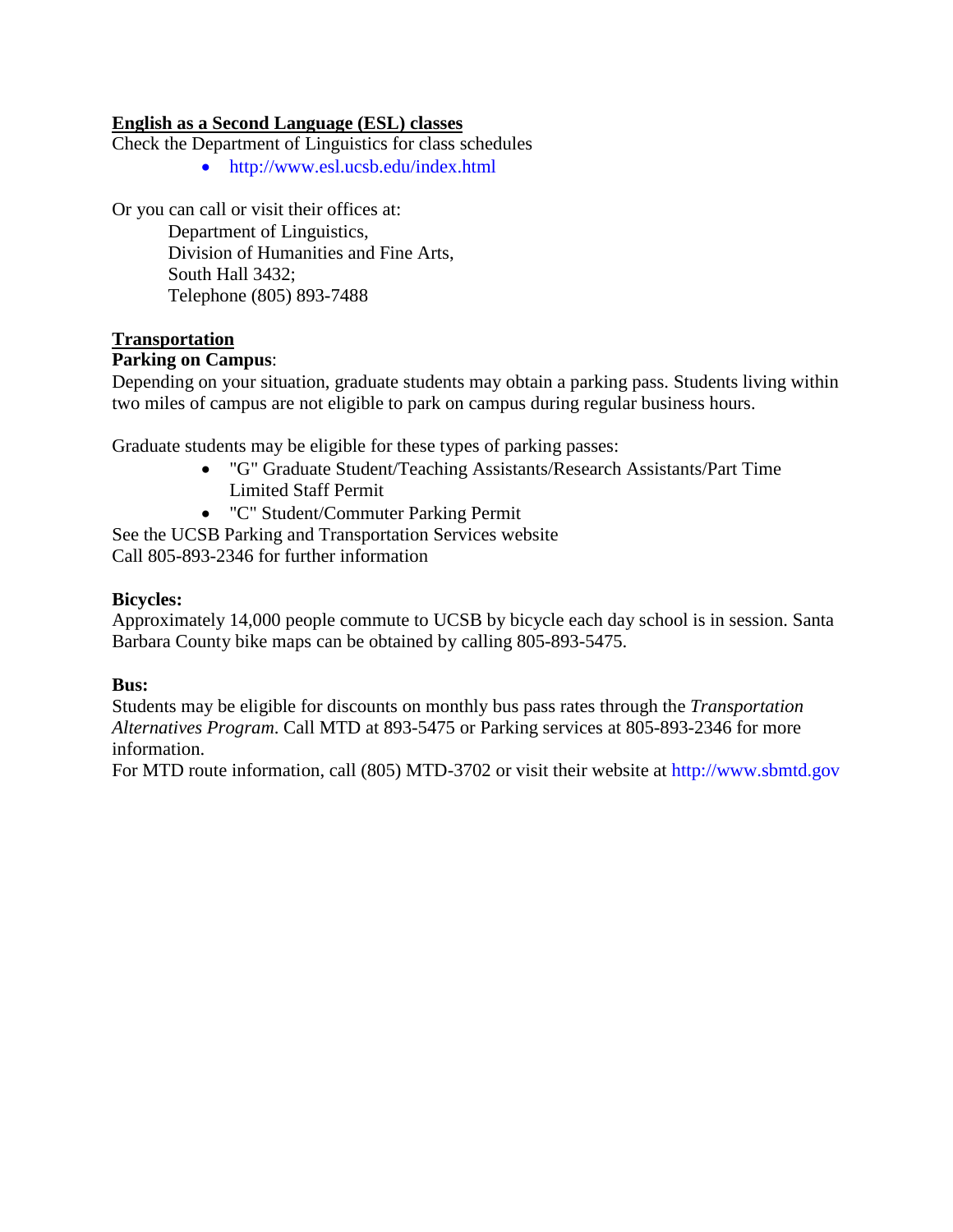**English as a Second Language (ESL) classes**

Check the Department of Linguistics for class schedules

- http://www.esl.ucsb.edu/index.html

Or you can call or visit their offices at:

Department of Linguistics,
Division of Humanities and Fine Arts,
South Hall 3432;
Telephone (805) 893-7488

**Transportation**

**Parking on Campus**:

Depending on your situation, graduate students may obtain a parking pass. Students living within two miles of campus are not eligible to park on campus during regular business hours.

Graduate students may be eligible for these types of parking passes:

- "G" Graduate Student/Teaching Assistants/Research Assistants/Part Time Limited Staff Permit
- "C" Student/Commuter Parking Permit

See the UCSB Parking and Transportation Services website
Call 805-893-2346 for further information

**Bicycles:**

Approximately 14,000 people commute to UCSB by bicycle each day school is in session. Santa Barbara County bike maps can be obtained by calling 805-893-5475.

**Bus:**

Students may be eligible for discounts on monthly bus pass rates through the *Transportation Alternatives Program*. Call MTD at 893-5475 or Parking services at 805-893-2346 for more information.
For MTD route information, call (805) MTD-3702 or visit their website at http://www.sbmtd.gov